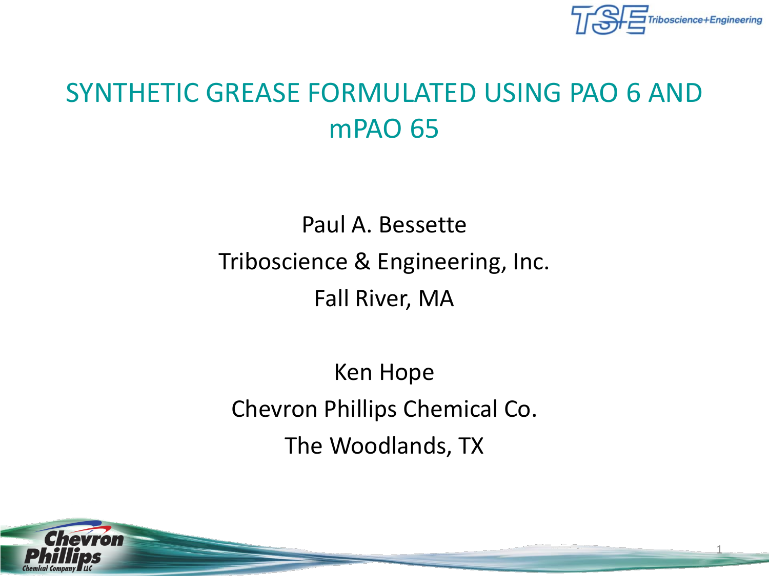# SYNTHETIC GREASE FORMULATED USING PAO 6 AND mPAO 65

Paul A. Bessette

Triboscience & Engineering, Inc.

Fall River, MA

Ken Hope

Chevron Phillips Chemical Co.

The Woodlands, TX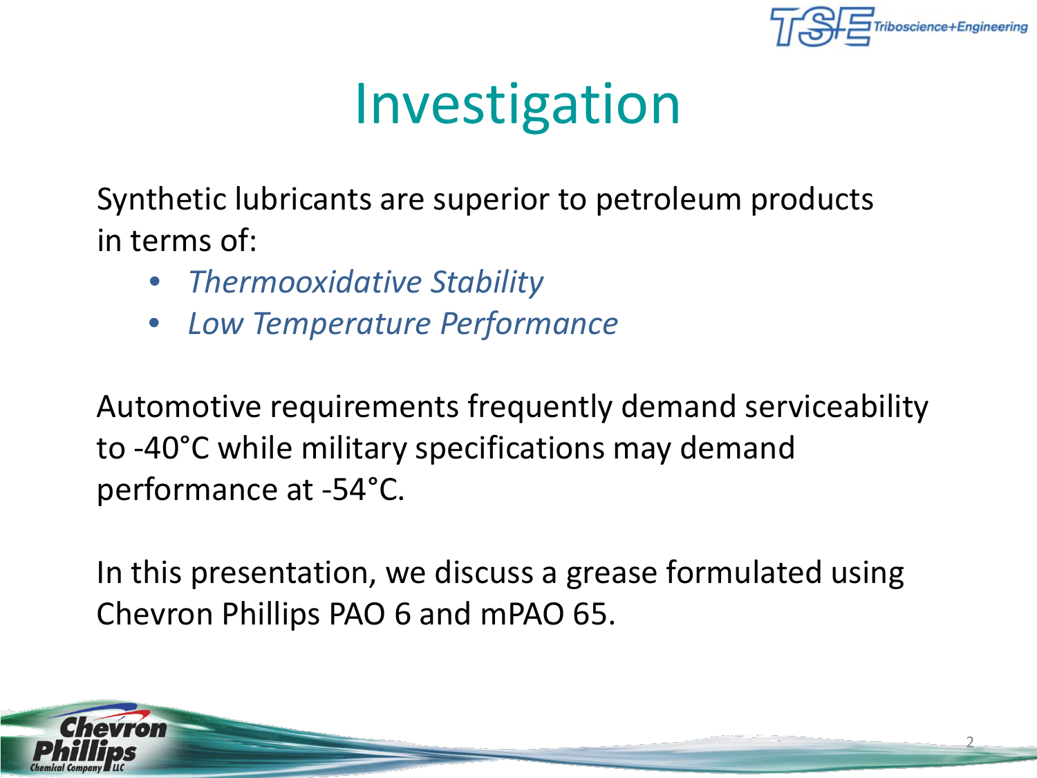# Investigation

Synthetic lubricants are superior to petroleum products in terms of:

- *Thermooxidative Stability*
- *Low Temperature Performance*

Automotive requirements frequently demand serviceability to -40°C while military specifications may demand performance at -54°C.

In this presentation, we discuss a grease formulated using Chevron Phillips PAO 6 and mPAO 65.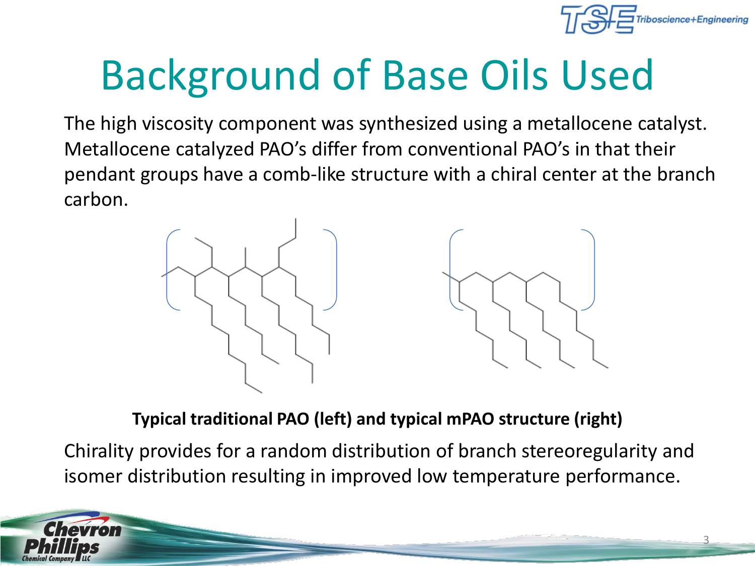# Background of Base Oils Used

The high viscosity component was synthesized using a metallocene catalyst. Metallocene catalyzed PAO's differ from conventional PAO's in that their pendant groups have a comb-like structure with a chiral center at the branch carbon.

**Typical traditional PAO (left) and typical mPAO structure (right)**

Chirality provides for a random distribution of branch stereoregularity and isomer distribution resulting in improved low temperature performance.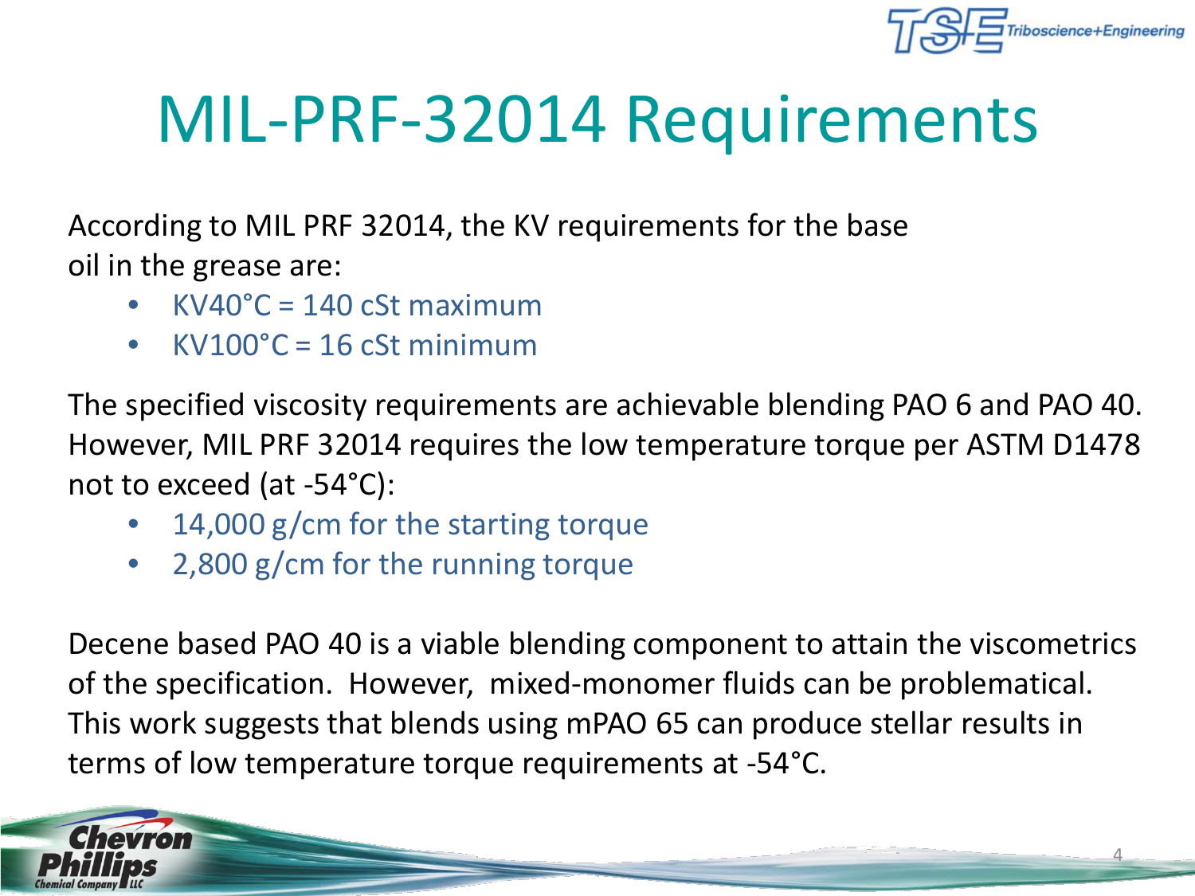# MIL-PRF-32014 Requirements

According to MIL PRF 32014, the KV requirements for the base oil in the grease are:

- KV40°C = 140 cSt maximum
- KV100°C = 16 cSt minimum

The specified viscosity requirements are achievable blending PAO 6 and PAO 40. However, MIL PRF 32014 requires the low temperature torque per ASTM D1478 not to exceed (at -54°C):

- 14,000 g/cm for the starting torque
- 2,800 g/cm for the running torque

Decene based PAO 40 is a viable blending component to attain the viscometrics of the specification. However, mixed-monomer fluids can be problematical. This work suggests that blends using mPAO 65 can produce stellar results in terms of low temperature torque requirements at -54°C.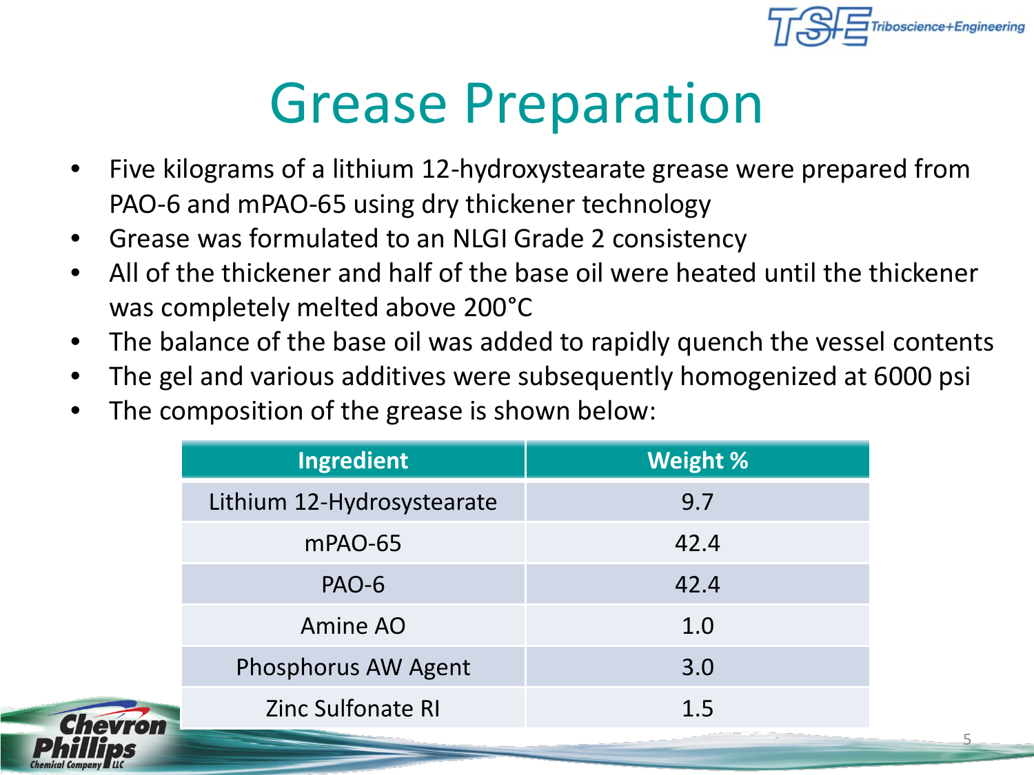# Grease Preparation

- Five kilograms of a lithium 12-hydroxystearate grease were prepared from PAO-6 and mPAO-65 using dry thickener technology
- Grease was formulated to an NLGI Grade 2 consistency
- All of the thickener and half of the base oil were heated until the thickener was completely melted above 200°C
- The balance of the base oil was added to rapidly quench the vessel contents
- The gel and various additives were subsequently homogenized at 6000 psi
- The composition of the grease is shown below:

| Ingredient | Weight % |
|---|---|
| Lithium 12-Hydrosystearate | 9.7 |
| mPAO-65 | 42.4 |
| PAO-6 | 42.4 |
| Amine AO | 1.0 |
| Phosphorus AW Agent | 3.0 |
| Zinc Sulfonate RI | 1.5 |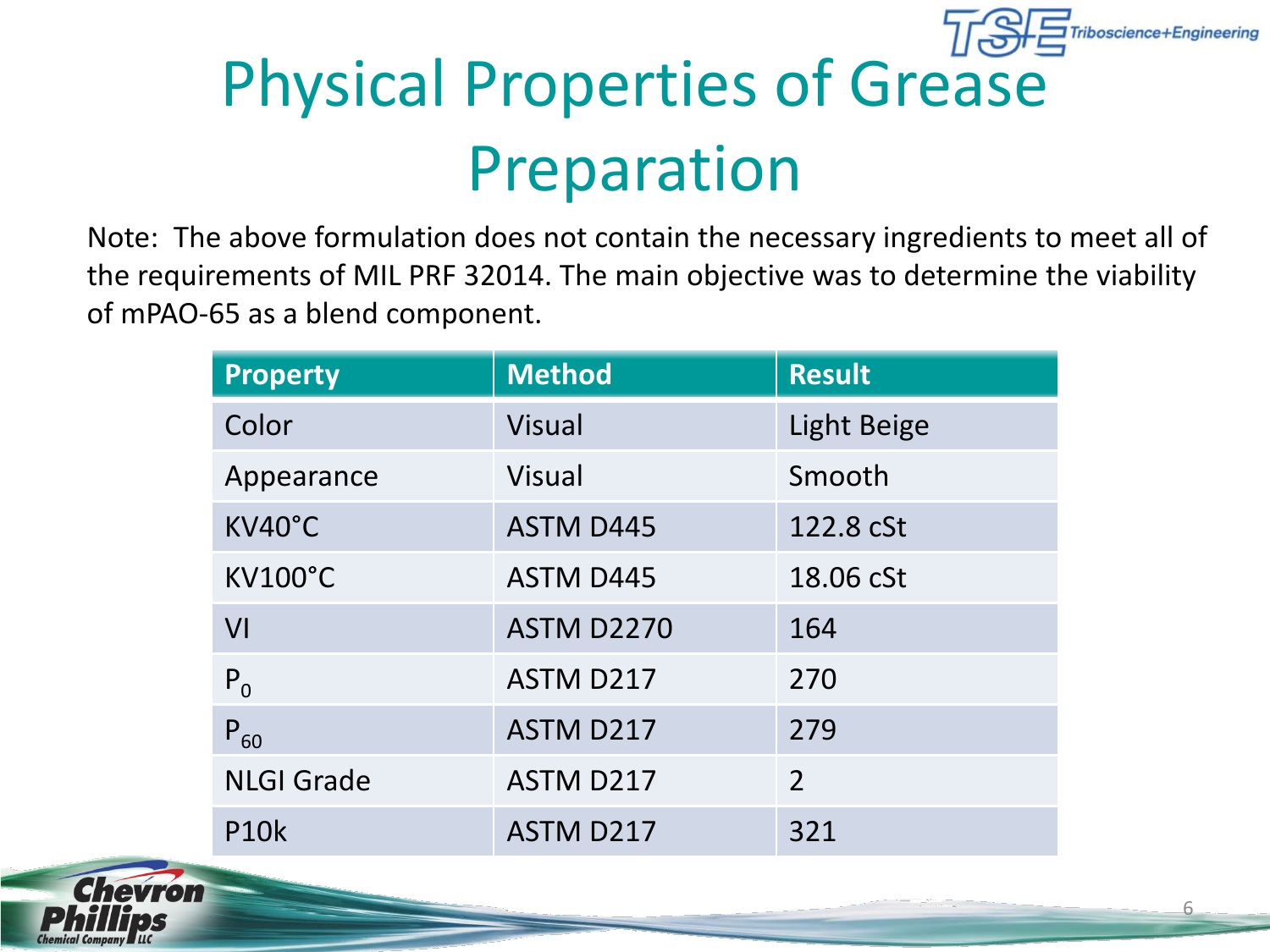# Physical Properties of Grease Preparation

Note: The above formulation does not contain the necessary ingredients to meet all of the requirements of MIL PRF 32014. The main objective was to determine the viability of mPAO-65 as a blend component.

| Property | Method | Result |
| --- | --- | --- |
| Color | Visual | Light Beige |
| Appearance | Visual | Smooth |
| KV40°C | ASTM D445 | 122.8 cSt |
| KV100°C | ASTM D445 | 18.06 cSt |
| VI | ASTM D2270 | 164 |
| $P_0$ | ASTM D217 | 270 |
| $P_{60}$ | ASTM D217 | 279 |
| NLGI Grade | ASTM D217 | 2 |
| P10k | ASTM D217 | 321 |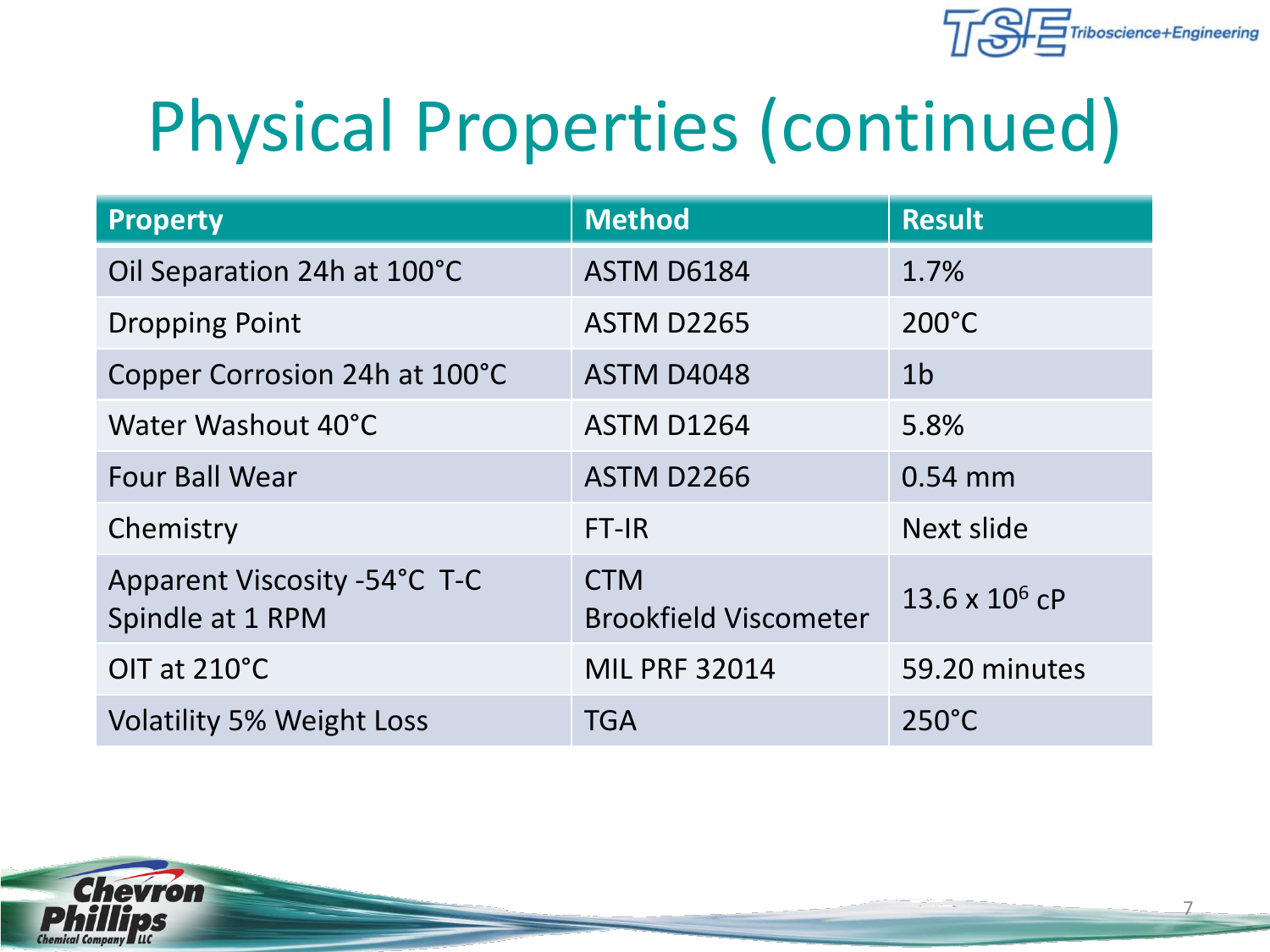# Physical Properties (continued)

| Property | Method | Result |
|---|---|---|
| Oil Separation 24h at 100°C | ASTM D6184 | 1.7% |
| Dropping Point | ASTM D2265 | 200°C |
| Copper Corrosion 24h at 100°C | ASTM D4048 | 1b |
| Water Washout 40°C | ASTM D1264 | 5.8% |
| Four Ball Wear | ASTM D2266 | 0.54 mm |
| Chemistry | FT-IR | Next slide |
| Apparent Viscosity -54°C T-C Spindle at 1 RPM | CTM Brookfield Viscometer | $13.6 \times 10^6$ cP |
| OIT at 210°C | MIL PRF 32014 | 59.20 minutes |
| Volatility 5% Weight Loss | TGA | 250°C |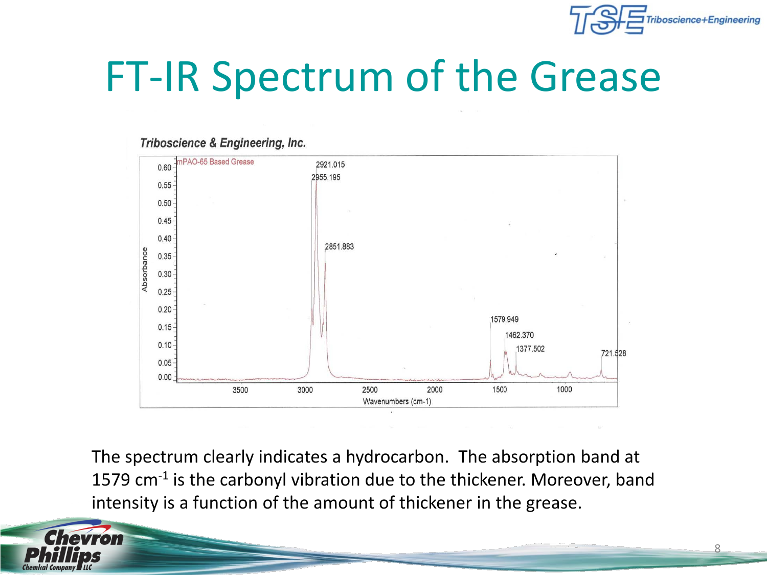# FT-IR Spectrum of the Grease

**Triboscience & Engineering, Inc.**

mPAO-65 Based Grease

Absorbance vs. Wavenumbers (cm-1)

Peaks labeled: 2921.015, 2955.195, 2851.883, 1579.949, 1462.370, 1377.502, 721.528

The spectrum clearly indicates a hydrocarbon. The absorption band at 1579 $cm^{-1}$ is the carbonyl vibration due to the thickener. Moreover, band intensity is a function of the amount of thickener in the grease.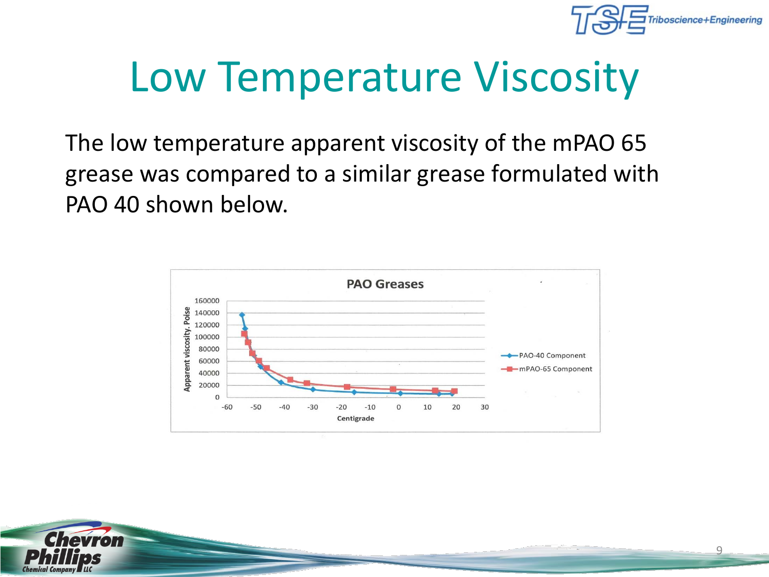# Low Temperature Viscosity

The low temperature apparent viscosity of the mPAO 65 grease was compared to a similar grease formulated with PAO 40 shown below.

**PAO Greases**

Apparent viscosity, Poise: 0, 20000, 40000, 60000, 80000, 100000, 120000, 140000, 160000

Centigrade: -60, -50, -40, -30, -20, -10, 0, 10, 20, 30

- PAO-40 Component
- mPAO-65 Component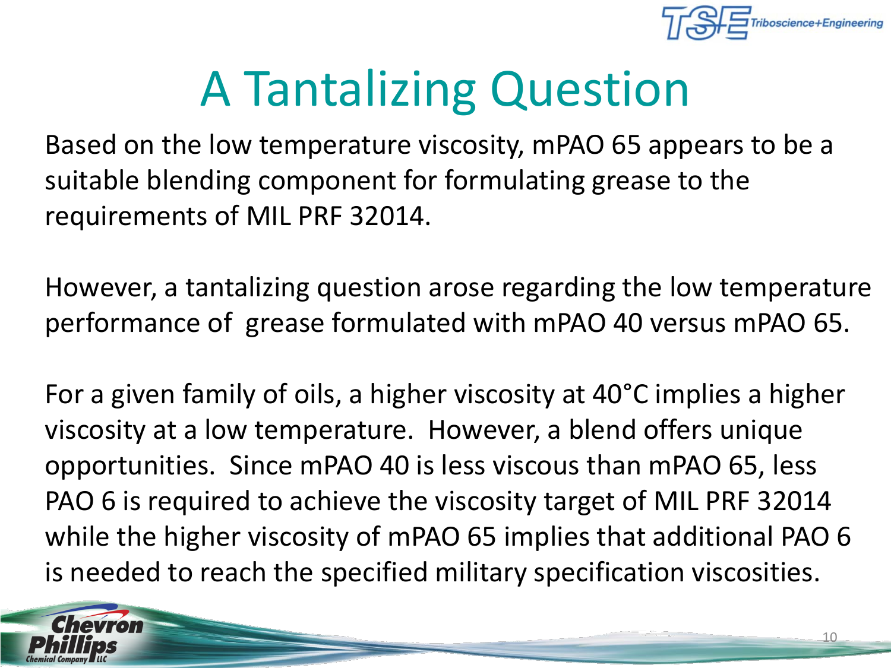# A Tantalizing Question

Based on the low temperature viscosity, mPAO 65 appears to be a suitable blending component for formulating grease to the requirements of MIL PRF 32014.

However, a tantalizing question arose regarding the low temperature performance of grease formulated with mPAO 40 versus mPAO 65.

For a given family of oils, a higher viscosity at 40°C implies a higher viscosity at a low temperature. However, a blend offers unique opportunities. Since mPAO 40 is less viscous than mPAO 65, less PAO 6 is required to achieve the viscosity target of MIL PRF 32014 while the higher viscosity of mPAO 65 implies that additional PAO 6 is needed to reach the specified military specification viscosities.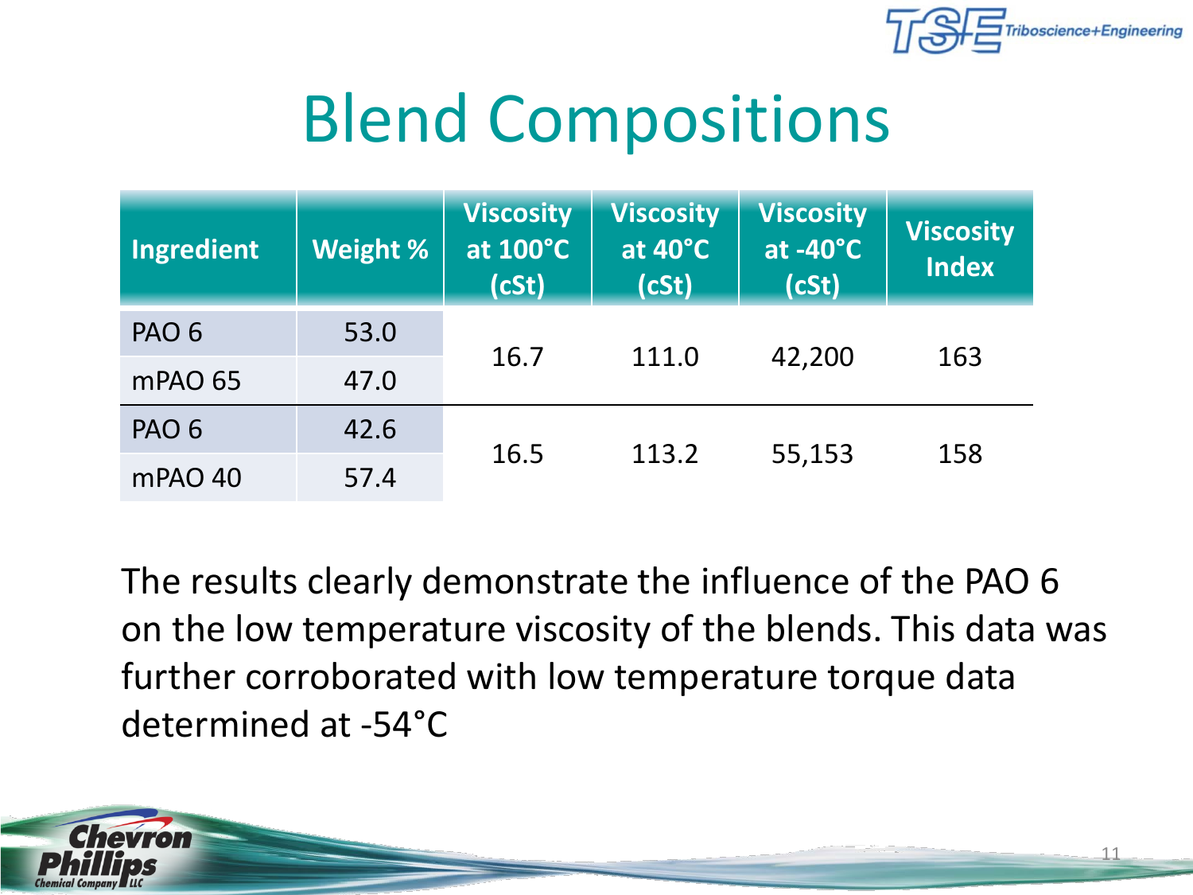# Blend Compositions

| Ingredient | Weight % | Viscosity at 100°C (cSt) | Viscosity at 40°C (cSt) | Viscosity at -40°C (cSt) | Viscosity Index |
|---|---|---|---|---|---|
| PAO 6 | 53.0 | 16.7 | 111.0 | 42,200 | 163 |
| mPAO 65 | 47.0 | | | | |
| PAO 6 | 42.6 | 16.5 | 113.2 | 55,153 | 158 |
| mPAO 40 | 57.4 | | | | |

The results clearly demonstrate the influence of the PAO 6 on the low temperature viscosity of the blends. This data was further corroborated with low temperature torque data determined at -54°C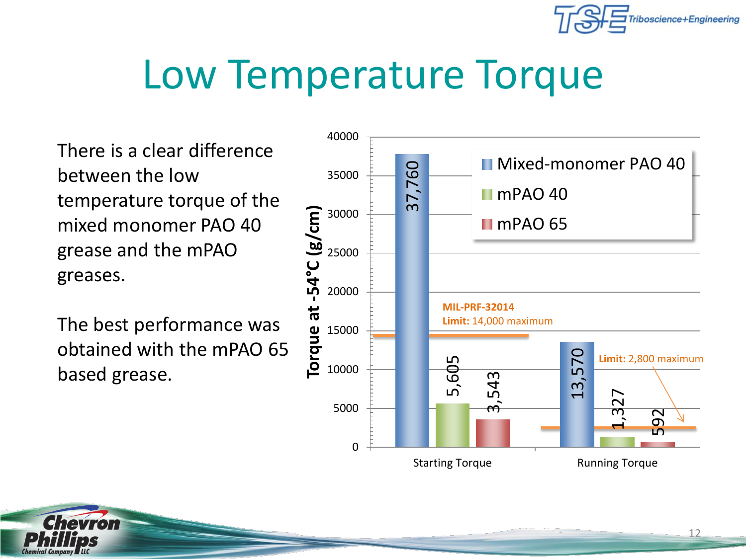# Low Temperature Torque

There is a clear difference between the low temperature torque of the mixed monomer PAO 40 grease and the mPAO greases.

The best performance was obtained with the mPAO 65 based grease.

| Torque at -54°C (g/cm) | Mixed-monomer PAO 40 | mPAO 40 | mPAO 65 | MIL-PRF-32014 Limit |
|---|---|---|---|---|
| Starting Torque | 37,760 | 5,605 | 3,543 | 14,000 maximum |
| Running Torque | 13,570 | 1,327 | 592 | 2,800 maximum |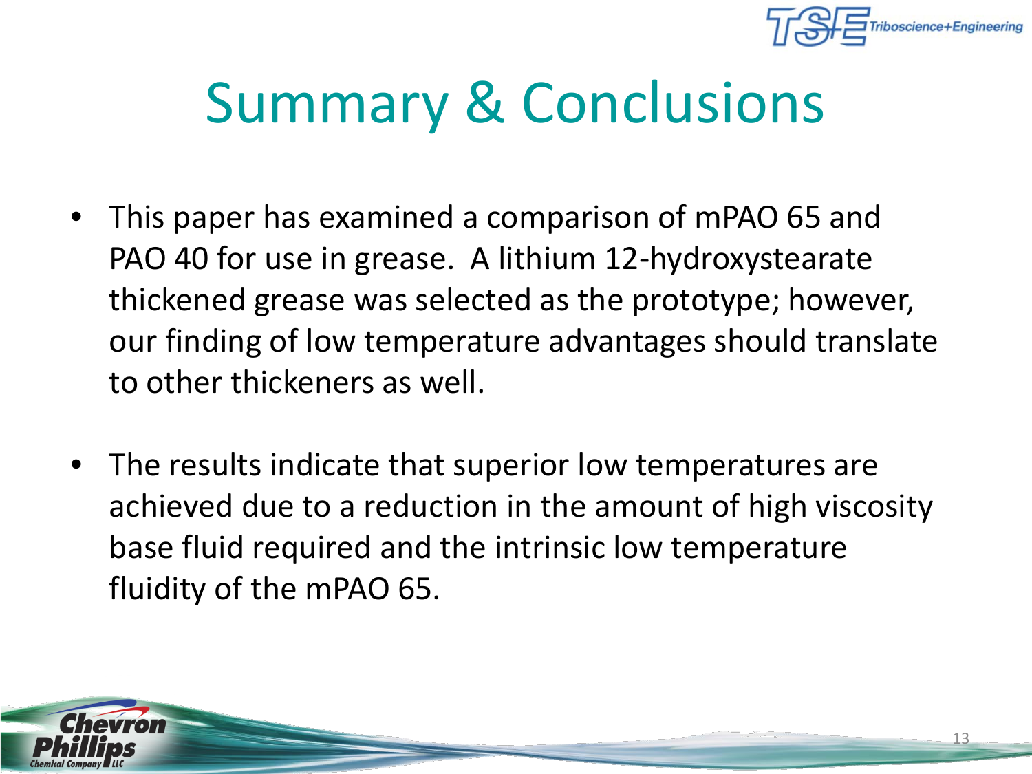# Summary & Conclusions

- This paper has examined a comparison of mPAO 65 and PAO 40 for use in grease. A lithium 12-hydroxystearate thickened grease was selected as the prototype; however, our finding of low temperature advantages should translate to other thickeners as well.
- The results indicate that superior low temperatures are achieved due to a reduction in the amount of high viscosity base fluid required and the intrinsic low temperature fluidity of the mPAO 65.